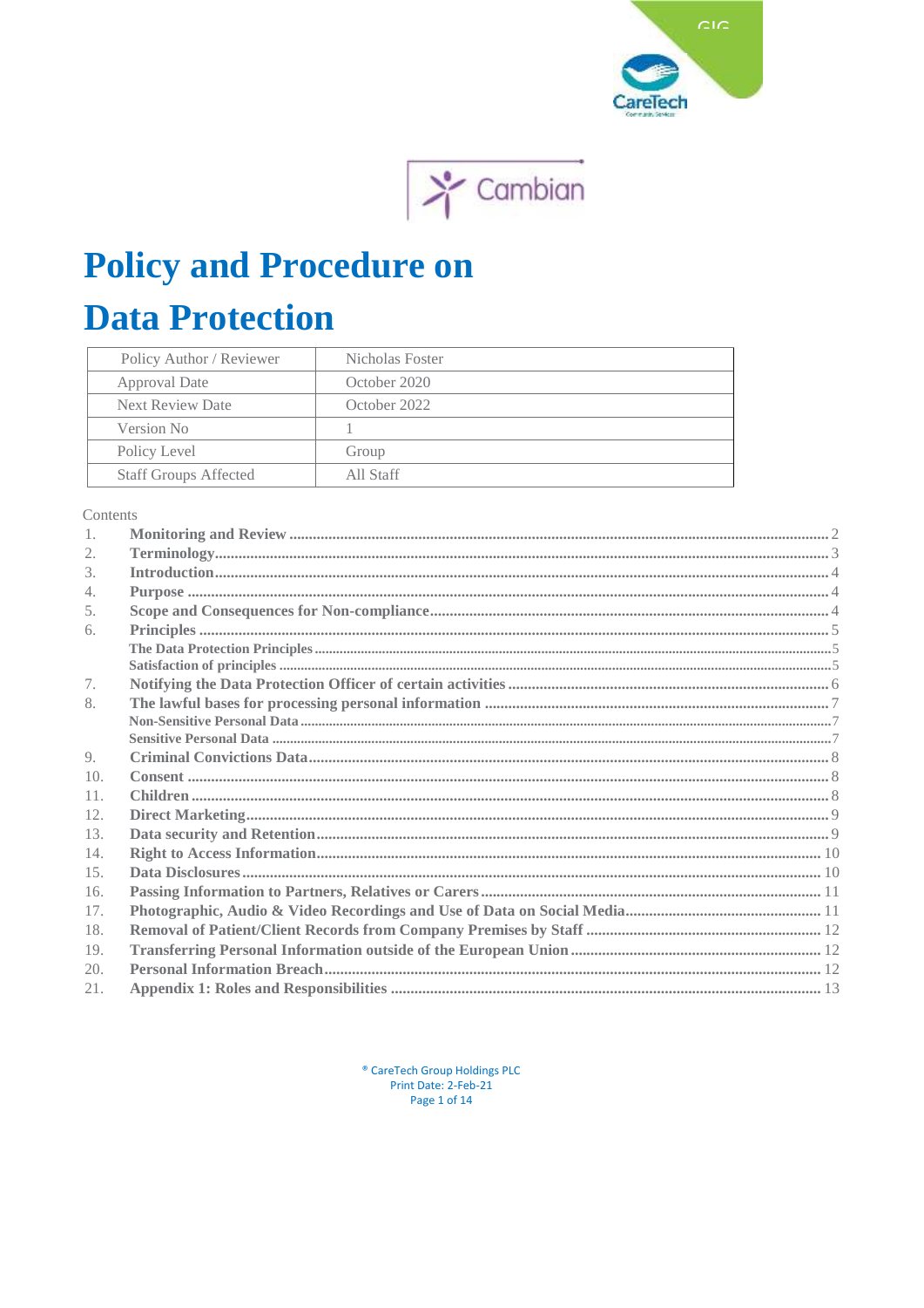# Policy and Procedure on Data Protection

| Policy Author / Reviewer | Nicholas Foster |
|---|---|
| Approval Date | October 2020 |
| Next Review Date | October 2022 |
| Version No | 1 |
| Policy Level | Group |
| Staff Groups Affected | All Staff |

Contents

1. **Monitoring and Review** .......... 2
2. **Terminology** .......... 3
3. **Introduction** .......... 4
4. **Purpose** .......... 4
5. **Scope and Consequences for Non-compliance** .......... 4
6. **Principles** .......... 5
   - **The Data Protection Principles** .......... 5
   - **Satisfaction of principles** .......... 5
7. **Notifying the Data Protection Officer of certain activities** .......... 6
8. **The lawful bases for processing personal information** .......... 7
   - **Non-Sensitive Personal Data** .......... 7
   - **Sensitive Personal Data** .......... 7
9. **Criminal Convictions Data** .......... 8
10. **Consent** .......... 8
11. **Children** .......... 8
12. **Direct Marketing** .......... 9
13. **Data security and Retention** .......... 9
14. **Right to Access Information** .......... 10
15. **Data Disclosures** .......... 10
16. **Passing Information to Partners, Relatives or Carers** .......... 11
17. **Photographic, Audio & Video Recordings and Use of Data on Social Media** .......... 11
18. **Removal of Patient/Client Records from Company Premises by Staff** .......... 12
19. **Transferring Personal Information outside of the European Union** .......... 12
20. **Personal Information Breach** .......... 12
21. **Appendix 1: Roles and Responsibilities** .......... 13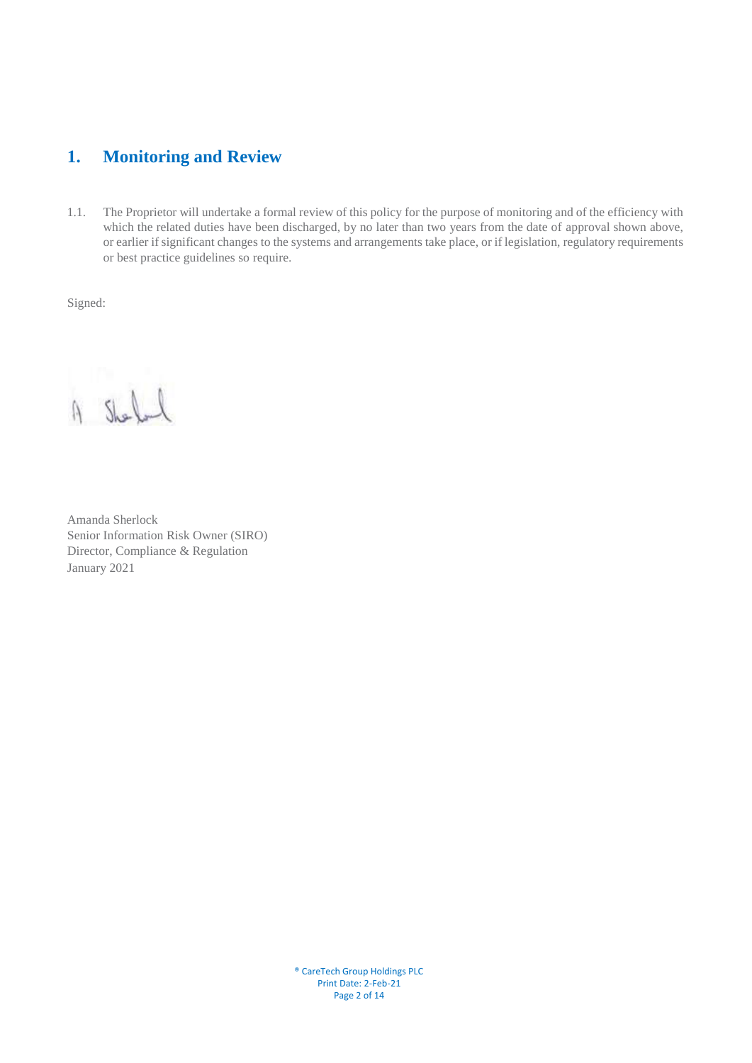# 1. Monitoring and Review

1.1. The Proprietor will undertake a formal review of this policy for the purpose of monitoring and of the efficiency with which the related duties have been discharged, by no later than two years from the date of approval shown above, or earlier if significant changes to the systems and arrangements take place, or if legislation, regulatory requirements or best practice guidelines so require.

Signed:

A Sherlock

Amanda Sherlock
Senior Information Risk Owner (SIRO)
Director, Compliance & Regulation
January 2021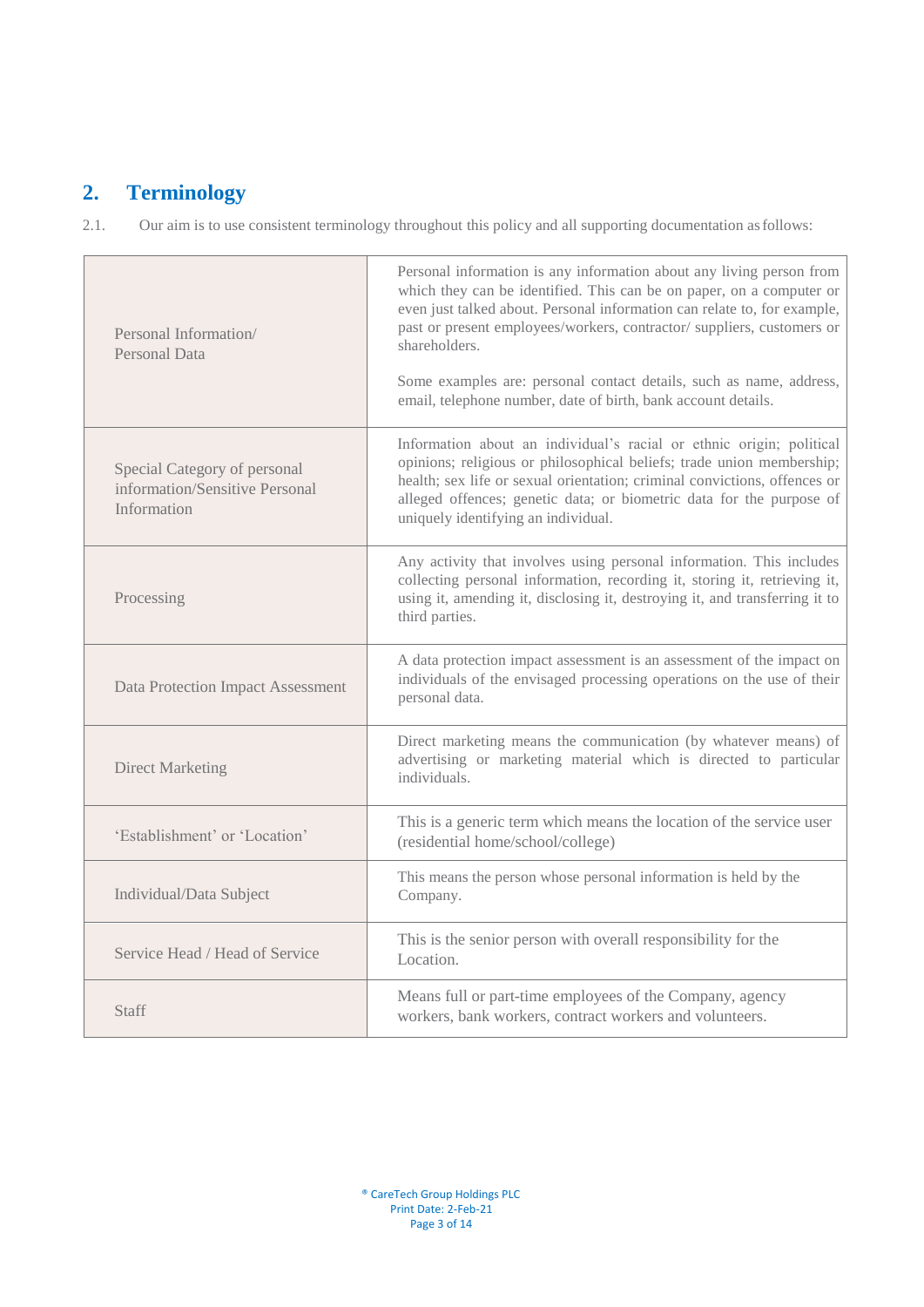## 2. Terminology

2.1. Our aim is to use consistent terminology throughout this policy and all supporting documentation as follows:

| Term | Definition |
|---|---|
| Personal Information/ Personal Data | Personal information is any information about any living person from which they can be identified. This can be on paper, on a computer or even just talked about. Personal information can relate to, for example, past or present employees/workers, contractor/ suppliers, customers or shareholders.<br><br>Some examples are: personal contact details, such as name, address, email, telephone number, date of birth, bank account details. |
| Special Category of personal information/Sensitive Personal Information | Information about an individual's racial or ethnic origin; political opinions; religious or philosophical beliefs; trade union membership; health; sex life or sexual orientation; criminal convictions, offences or alleged offences; genetic data; or biometric data for the purpose of uniquely identifying an individual. |
| Processing | Any activity that involves using personal information. This includes collecting personal information, recording it, storing it, retrieving it, using it, amending it, disclosing it, destroying it, and transferring it to third parties. |
| Data Protection Impact Assessment | A data protection impact assessment is an assessment of the impact on individuals of the envisaged processing operations on the use of their personal data. |
| Direct Marketing | Direct marketing means the communication (by whatever means) of advertising or marketing material which is directed to particular individuals. |
| 'Establishment' or 'Location' | This is a generic term which means the location of the service user (residential home/school/college) |
| Individual/Data Subject | This means the person whose personal information is held by the Company. |
| Service Head / Head of Service | This is the senior person with overall responsibility for the Location. |
| Staff | Means full or part-time employees of the Company, agency workers, bank workers, contract workers and volunteers. |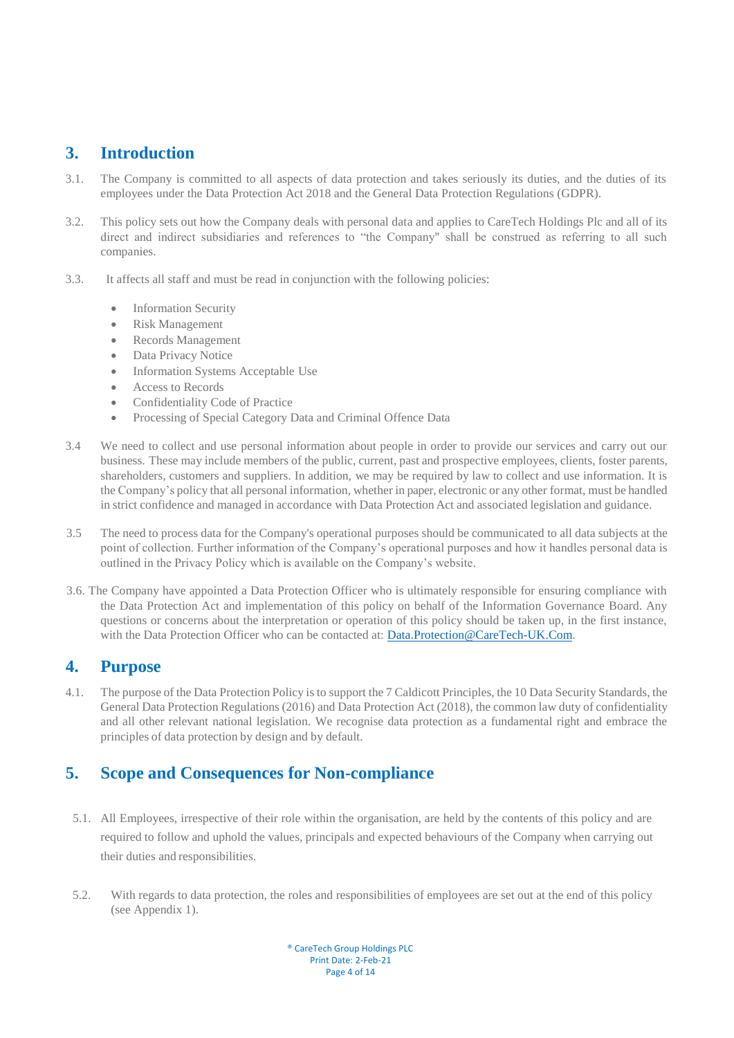## 3. Introduction

3.1. The Company is committed to all aspects of data protection and takes seriously its duties, and the duties of its employees under the Data Protection Act 2018 and the General Data Protection Regulations (GDPR).

3.2. This policy sets out how the Company deals with personal data and applies to CareTech Holdings Plc and all of its direct and indirect subsidiaries and references to "the Company" shall be construed as referring to all such companies.

3.3. It affects all staff and must be read in conjunction with the following policies:

- Information Security
- Risk Management
- Records Management
- Data Privacy Notice
- Information Systems Acceptable Use
- Access to Records
- Confidentiality Code of Practice
- Processing of Special Category Data and Criminal Offence Data

3.4 We need to collect and use personal information about people in order to provide our services and carry out our business. These may include members of the public, current, past and prospective employees, clients, foster parents, shareholders, customers and suppliers. In addition, we may be required by law to collect and use information. It is the Company's policy that all personal information, whether in paper, electronic or any other format, must be handled in strict confidence and managed in accordance with Data Protection Act and associated legislation and guidance.

3.5 The need to process data for the Company's operational purposes should be communicated to all data subjects at the point of collection. Further information of the Company's operational purposes and how it handles personal data is outlined in the Privacy Policy which is available on the Company's website.

3.6. The Company have appointed a Data Protection Officer who is ultimately responsible for ensuring compliance with the Data Protection Act and implementation of this policy on behalf of the Information Governance Board. Any questions or concerns about the interpretation or operation of this policy should be taken up, in the first instance, with the Data Protection Officer who can be contacted at: Data.Protection@CareTech-UK.Com.

## 4. Purpose

4.1. The purpose of the Data Protection Policy is to support the 7 Caldicott Principles, the 10 Data Security Standards, the General Data Protection Regulations (2016) and Data Protection Act (2018), the common law duty of confidentiality and all other relevant national legislation. We recognise data protection as a fundamental right and embrace the principles of data protection by design and by default.

## 5. Scope and Consequences for Non-compliance

5.1. All Employees, irrespective of their role within the organisation, are held by the contents of this policy and are required to follow and uphold the values, principals and expected behaviours of the Company when carrying out their duties and responsibilities.

5.2. With regards to data protection, the roles and responsibilities of employees are set out at the end of this policy (see Appendix 1).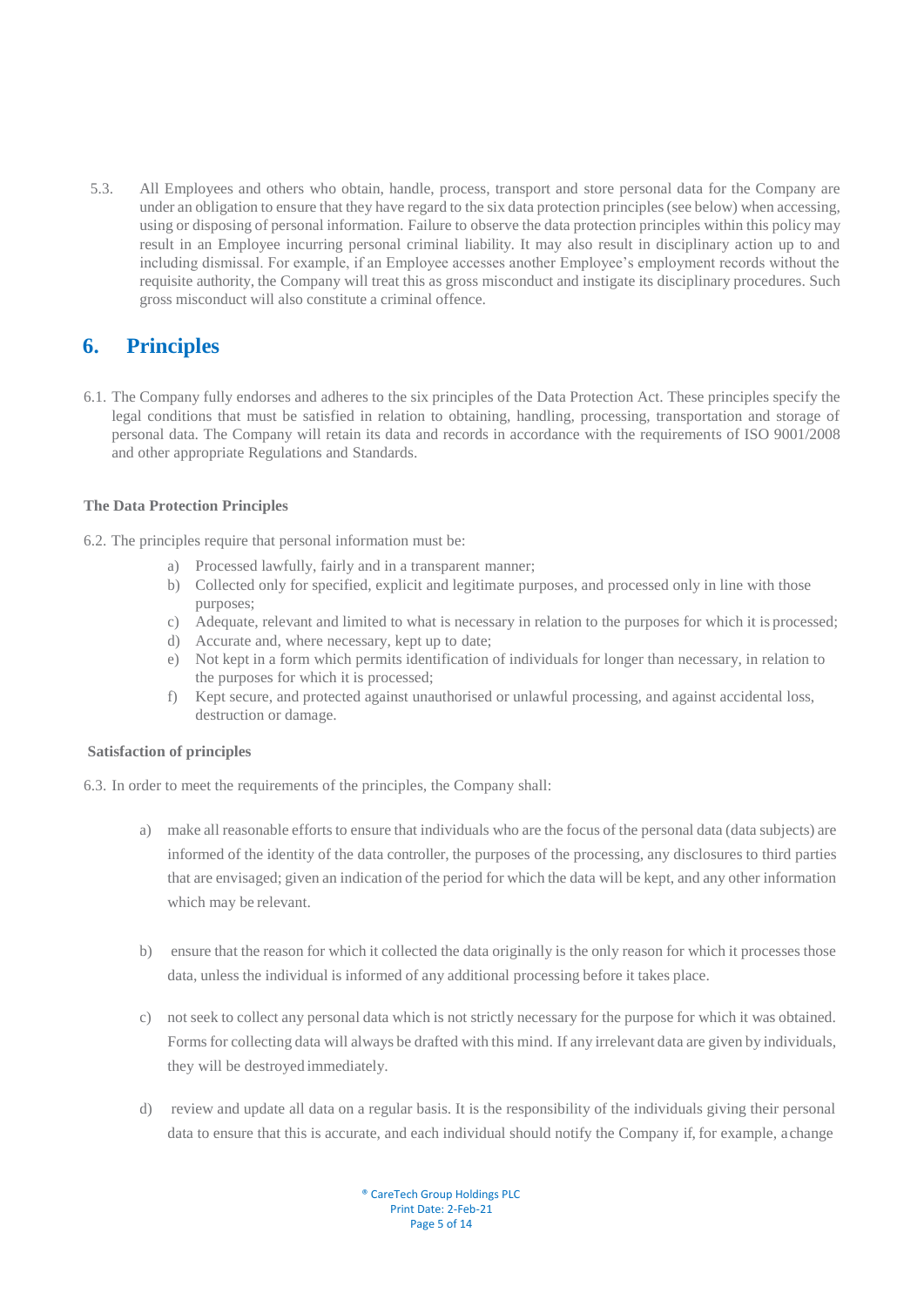5.3. All Employees and others who obtain, handle, process, transport and store personal data for the Company are under an obligation to ensure that they have regard to the six data protection principles (see below) when accessing, using or disposing of personal information. Failure to observe the data protection principles within this policy may result in an Employee incurring personal criminal liability. It may also result in disciplinary action up to and including dismissal. For example, if an Employee accesses another Employee's employment records without the requisite authority, the Company will treat this as gross misconduct and instigate its disciplinary procedures. Such gross misconduct will also constitute a criminal offence.

## 6. Principles

6.1. The Company fully endorses and adheres to the six principles of the Data Protection Act. These principles specify the legal conditions that must be satisfied in relation to obtaining, handling, processing, transportation and storage of personal data. The Company will retain its data and records in accordance with the requirements of ISO 9001/2008 and other appropriate Regulations and Standards.

**The Data Protection Principles**

6.2. The principles require that personal information must be:

a) Processed lawfully, fairly and in a transparent manner;
b) Collected only for specified, explicit and legitimate purposes, and processed only in line with those purposes;
c) Adequate, relevant and limited to what is necessary in relation to the purposes for which it is processed;
d) Accurate and, where necessary, kept up to date;
e) Not kept in a form which permits identification of individuals for longer than necessary, in relation to the purposes for which it is processed;
f) Kept secure, and protected against unauthorised or unlawful processing, and against accidental loss, destruction or damage.

**Satisfaction of principles**

6.3. In order to meet the requirements of the principles, the Company shall:

a) make all reasonable efforts to ensure that individuals who are the focus of the personal data (data subjects) are informed of the identity of the data controller, the purposes of the processing, any disclosures to third parties that are envisaged; given an indication of the period for which the data will be kept, and any other information which may be relevant.

b) ensure that the reason for which it collected the data originally is the only reason for which it processes those data, unless the individual is informed of any additional processing before it takes place.

c) not seek to collect any personal data which is not strictly necessary for the purpose for which it was obtained. Forms for collecting data will always be drafted with this mind. If any irrelevant data are given by individuals, they will be destroyed immediately.

d) review and update all data on a regular basis. It is the responsibility of the individuals giving their personal data to ensure that this is accurate, and each individual should notify the Company if, for example, a change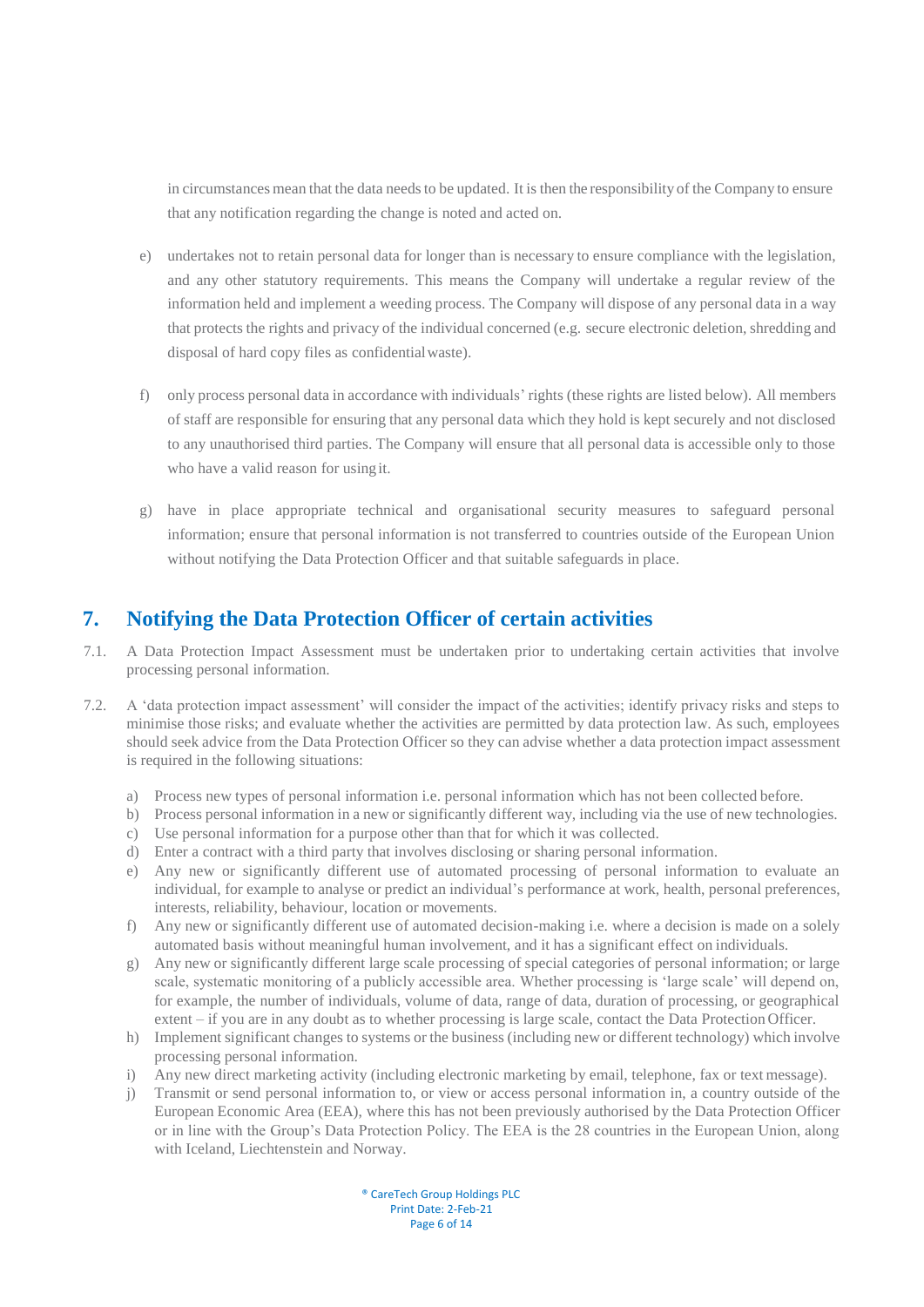in circumstances mean that the data needs to be updated. It is then the responsibility of the Company to ensure that any notification regarding the change is noted and acted on.

e) undertakes not to retain personal data for longer than is necessary to ensure compliance with the legislation, and any other statutory requirements. This means the Company will undertake a regular review of the information held and implement a weeding process. The Company will dispose of any personal data in a way that protects the rights and privacy of the individual concerned (e.g. secure electronic deletion, shredding and disposal of hard copy files as confidential waste).

f) only process personal data in accordance with individuals' rights (these rights are listed below). All members of staff are responsible for ensuring that any personal data which they hold is kept securely and not disclosed to any unauthorised third parties. The Company will ensure that all personal data is accessible only to those who have a valid reason for using it.

g) have in place appropriate technical and organisational security measures to safeguard personal information; ensure that personal information is not transferred to countries outside of the European Union without notifying the Data Protection Officer and that suitable safeguards in place.

## 7. Notifying the Data Protection Officer of certain activities

7.1. A Data Protection Impact Assessment must be undertaken prior to undertaking certain activities that involve processing personal information.

7.2. A 'data protection impact assessment' will consider the impact of the activities; identify privacy risks and steps to minimise those risks; and evaluate whether the activities are permitted by data protection law. As such, employees should seek advice from the Data Protection Officer so they can advise whether a data protection impact assessment is required in the following situations:

a) Process new types of personal information i.e. personal information which has not been collected before.
b) Process personal information in a new or significantly different way, including via the use of new technologies.
c) Use personal information for a purpose other than that for which it was collected.
d) Enter a contract with a third party that involves disclosing or sharing personal information.
e) Any new or significantly different use of automated processing of personal information to evaluate an individual, for example to analyse or predict an individual's performance at work, health, personal preferences, interests, reliability, behaviour, location or movements.
f) Any new or significantly different use of automated decision-making i.e. where a decision is made on a solely automated basis without meaningful human involvement, and it has a significant effect on individuals.
g) Any new or significantly different large scale processing of special categories of personal information; or large scale, systematic monitoring of a publicly accessible area. Whether processing is 'large scale' will depend on, for example, the number of individuals, volume of data, range of data, duration of processing, or geographical extent – if you are in any doubt as to whether processing is large scale, contact the Data Protection Officer.
h) Implement significant changes to systems or the business (including new or different technology) which involve processing personal information.
i) Any new direct marketing activity (including electronic marketing by email, telephone, fax or text message).
j) Transmit or send personal information to, or view or access personal information in, a country outside of the European Economic Area (EEA), where this has not been previously authorised by the Data Protection Officer or in line with the Group's Data Protection Policy. The EEA is the 28 countries in the European Union, along with Iceland, Liechtenstein and Norway.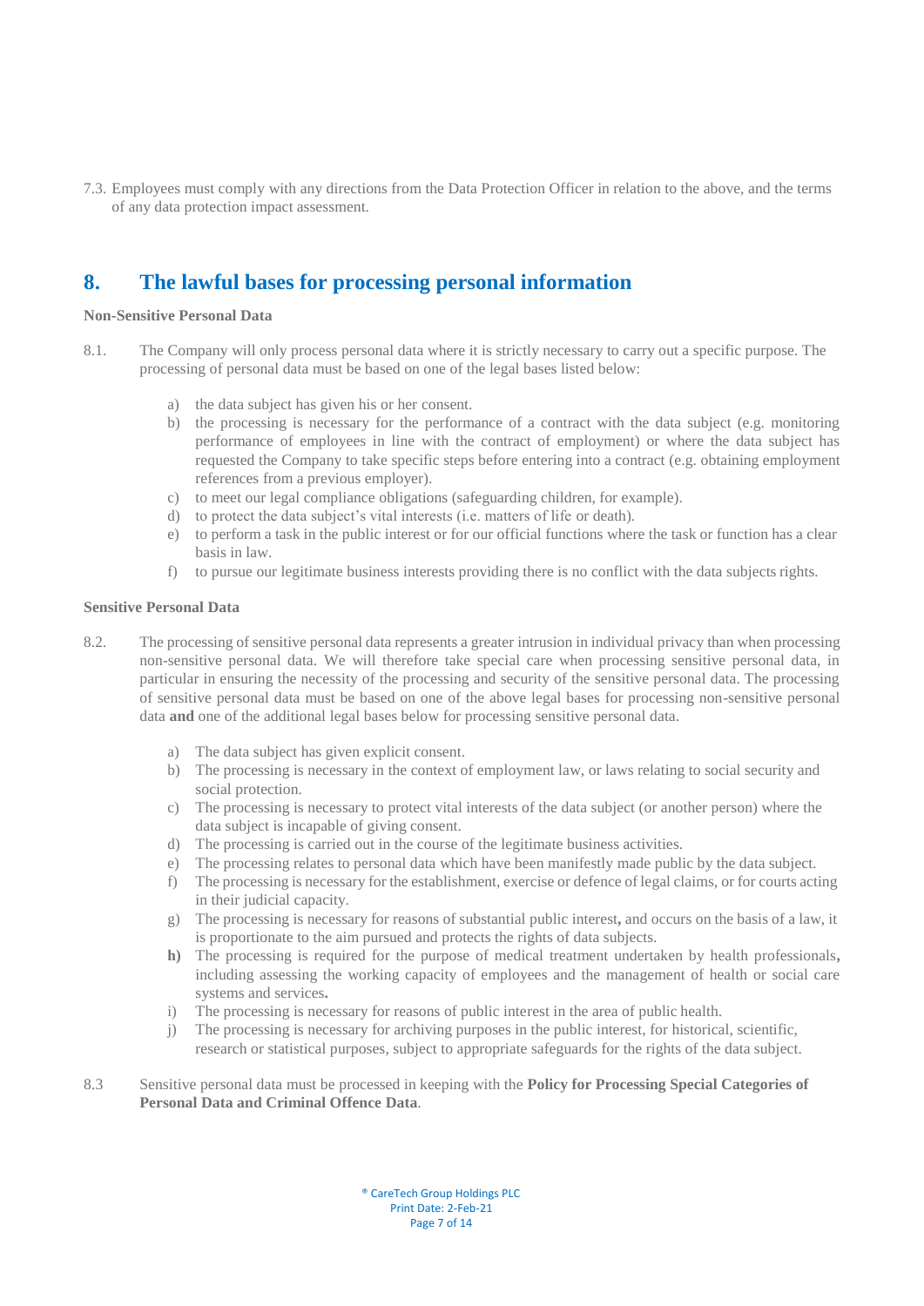7.3. Employees must comply with any directions from the Data Protection Officer in relation to the above, and the terms of any data protection impact assessment.

## 8. The lawful bases for processing personal information

**Non-Sensitive Personal Data**

8.1. The Company will only process personal data where it is strictly necessary to carry out a specific purpose. The processing of personal data must be based on one of the legal bases listed below:

a) the data subject has given his or her consent.
b) the processing is necessary for the performance of a contract with the data subject (e.g. monitoring performance of employees in line with the contract of employment) or where the data subject has requested the Company to take specific steps before entering into a contract (e.g. obtaining employment references from a previous employer).
c) to meet our legal compliance obligations (safeguarding children, for example).
d) to protect the data subject's vital interests (i.e. matters of life or death).
e) to perform a task in the public interest or for our official functions where the task or function has a clear basis in law.
f) to pursue our legitimate business interests providing there is no conflict with the data subjects rights.

**Sensitive Personal Data**

8.2. The processing of sensitive personal data represents a greater intrusion in individual privacy than when processing non-sensitive personal data. We will therefore take special care when processing sensitive personal data, in particular in ensuring the necessity of the processing and security of the sensitive personal data. The processing of sensitive personal data must be based on one of the above legal bases for processing non-sensitive personal data **and** one of the additional legal bases below for processing sensitive personal data.

a) The data subject has given explicit consent.
b) The processing is necessary in the context of employment law, or laws relating to social security and social protection.
c) The processing is necessary to protect vital interests of the data subject (or another person) where the data subject is incapable of giving consent.
d) The processing is carried out in the course of the legitimate business activities.
e) The processing relates to personal data which have been manifestly made public by the data subject.
f) The processing is necessary for the establishment, exercise or defence of legal claims, or for courts acting in their judicial capacity.
g) The processing is necessary for reasons of substantial public interest**,** and occurs on the basis of a law, it is proportionate to the aim pursued and protects the rights of data subjects.
**h)** The processing is required for the purpose of medical treatment undertaken by health professionals**,** including assessing the working capacity of employees and the management of health or social care systems and services**.**
i) The processing is necessary for reasons of public interest in the area of public health.
j) The processing is necessary for archiving purposes in the public interest, for historical, scientific, research or statistical purposes, subject to appropriate safeguards for the rights of the data subject.

8.3 Sensitive personal data must be processed in keeping with the **Policy for Processing Special Categories of Personal Data and Criminal Offence Data**.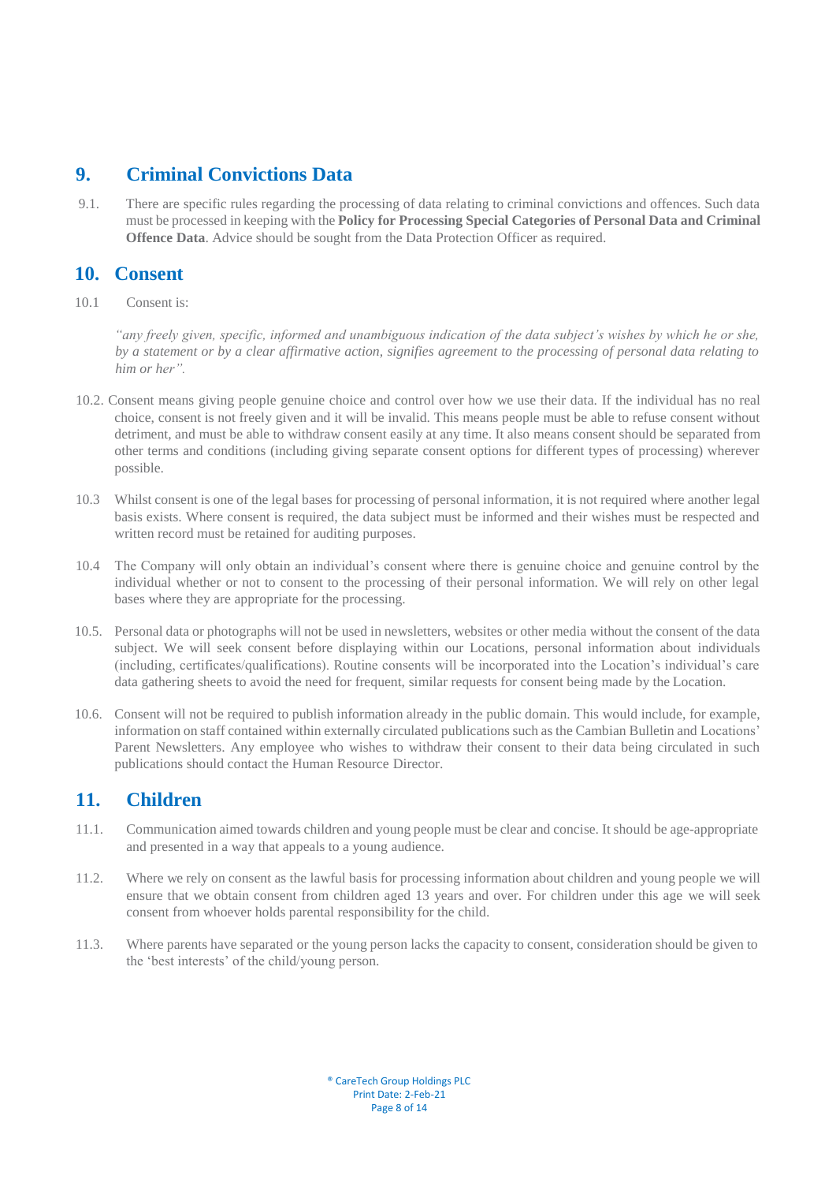## 9. Criminal Convictions Data

9.1. There are specific rules regarding the processing of data relating to criminal convictions and offences. Such data must be processed in keeping with the **Policy for Processing Special Categories of Personal Data and Criminal Offence Data**. Advice should be sought from the Data Protection Officer as required.

## 10. Consent

10.1 Consent is:

*"any freely given, specific, informed and unambiguous indication of the data subject's wishes by which he or she, by a statement or by a clear affirmative action, signifies agreement to the processing of personal data relating to him or her".*

10.2. Consent means giving people genuine choice and control over how we use their data. If the individual has no real choice, consent is not freely given and it will be invalid. This means people must be able to refuse consent without detriment, and must be able to withdraw consent easily at any time. It also means consent should be separated from other terms and conditions (including giving separate consent options for different types of processing) wherever possible.

10.3 Whilst consent is one of the legal bases for processing of personal information, it is not required where another legal basis exists. Where consent is required, the data subject must be informed and their wishes must be respected and written record must be retained for auditing purposes.

10.4 The Company will only obtain an individual's consent where there is genuine choice and genuine control by the individual whether or not to consent to the processing of their personal information. We will rely on other legal bases where they are appropriate for the processing.

10.5. Personal data or photographs will not be used in newsletters, websites or other media without the consent of the data subject. We will seek consent before displaying within our Locations, personal information about individuals (including, certificates/qualifications). Routine consents will be incorporated into the Location's individual's care data gathering sheets to avoid the need for frequent, similar requests for consent being made by the Location.

10.6. Consent will not be required to publish information already in the public domain. This would include, for example, information on staff contained within externally circulated publications such as the Cambian Bulletin and Locations' Parent Newsletters. Any employee who wishes to withdraw their consent to their data being circulated in such publications should contact the Human Resource Director.

## 11. Children

11.1. Communication aimed towards children and young people must be clear and concise. It should be age-appropriate and presented in a way that appeals to a young audience.

11.2. Where we rely on consent as the lawful basis for processing information about children and young people we will ensure that we obtain consent from children aged 13 years and over. For children under this age we will seek consent from whoever holds parental responsibility for the child.

11.3. Where parents have separated or the young person lacks the capacity to consent, consideration should be given to the 'best interests' of the child/young person.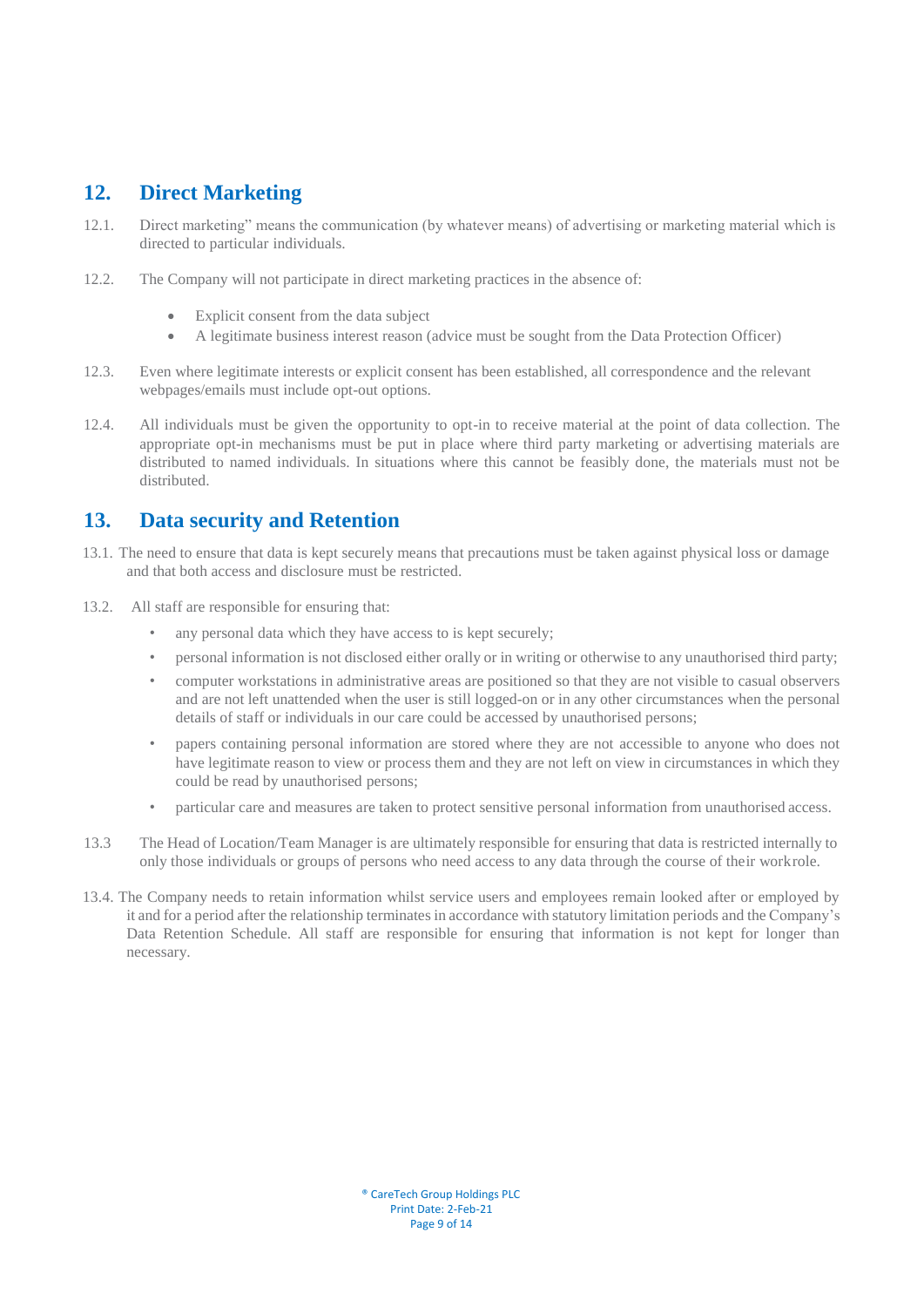## 12. Direct Marketing

12.1. Direct marketing" means the communication (by whatever means) of advertising or marketing material which is directed to particular individuals.

12.2. The Company will not participate in direct marketing practices in the absence of:

- Explicit consent from the data subject
- A legitimate business interest reason (advice must be sought from the Data Protection Officer)

12.3. Even where legitimate interests or explicit consent has been established, all correspondence and the relevant webpages/emails must include opt-out options.

12.4. All individuals must be given the opportunity to opt-in to receive material at the point of data collection. The appropriate opt-in mechanisms must be put in place where third party marketing or advertising materials are distributed to named individuals. In situations where this cannot be feasibly done, the materials must not be distributed.

## 13. Data security and Retention

13.1. The need to ensure that data is kept securely means that precautions must be taken against physical loss or damage and that both access and disclosure must be restricted.

13.2. All staff are responsible for ensuring that:

- any personal data which they have access to is kept securely;
- personal information is not disclosed either orally or in writing or otherwise to any unauthorised third party;
- computer workstations in administrative areas are positioned so that they are not visible to casual observers and are not left unattended when the user is still logged-on or in any other circumstances when the personal details of staff or individuals in our care could be accessed by unauthorised persons;
- papers containing personal information are stored where they are not accessible to anyone who does not have legitimate reason to view or process them and they are not left on view in circumstances in which they could be read by unauthorised persons;
- particular care and measures are taken to protect sensitive personal information from unauthorised access.

13.3 The Head of Location/Team Manager is are ultimately responsible for ensuring that data is restricted internally to only those individuals or groups of persons who need access to any data through the course of their workrole.

13.4. The Company needs to retain information whilst service users and employees remain looked after or employed by it and for a period after the relationship terminates in accordance with statutory limitation periods and the Company's Data Retention Schedule. All staff are responsible for ensuring that information is not kept for longer than necessary.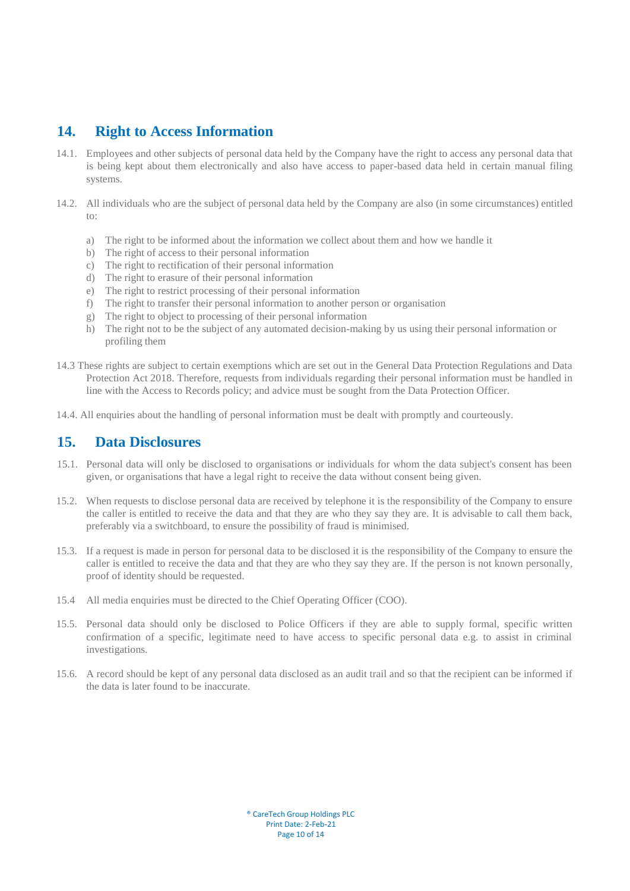## 14. Right to Access Information

14.1. Employees and other subjects of personal data held by the Company have the right to access any personal data that is being kept about them electronically and also have access to paper-based data held in certain manual filing systems.

14.2. All individuals who are the subject of personal data held by the Company are also (in some circumstances) entitled to:

a) The right to be informed about the information we collect about them and how we handle it
b) The right of access to their personal information
c) The right to rectification of their personal information
d) The right to erasure of their personal information
e) The right to restrict processing of their personal information
f) The right to transfer their personal information to another person or organisation
g) The right to object to processing of their personal information
h) The right not to be the subject of any automated decision-making by us using their personal information or profiling them

14.3 These rights are subject to certain exemptions which are set out in the General Data Protection Regulations and Data Protection Act 2018. Therefore, requests from individuals regarding their personal information must be handled in line with the Access to Records policy; and advice must be sought from the Data Protection Officer.

14.4. All enquiries about the handling of personal information must be dealt with promptly and courteously.

## 15. Data Disclosures

15.1. Personal data will only be disclosed to organisations or individuals for whom the data subject's consent has been given, or organisations that have a legal right to receive the data without consent being given.

15.2. When requests to disclose personal data are received by telephone it is the responsibility of the Company to ensure the caller is entitled to receive the data and that they are who they say they are. It is advisable to call them back, preferably via a switchboard, to ensure the possibility of fraud is minimised.

15.3. If a request is made in person for personal data to be disclosed it is the responsibility of the Company to ensure the caller is entitled to receive the data and that they are who they say they are. If the person is not known personally, proof of identity should be requested.

15.4 All media enquiries must be directed to the Chief Operating Officer (COO).

15.5. Personal data should only be disclosed to Police Officers if they are able to supply formal, specific written confirmation of a specific, legitimate need to have access to specific personal data e.g. to assist in criminal investigations.

15.6. A record should be kept of any personal data disclosed as an audit trail and so that the recipient can be informed if the data is later found to be inaccurate.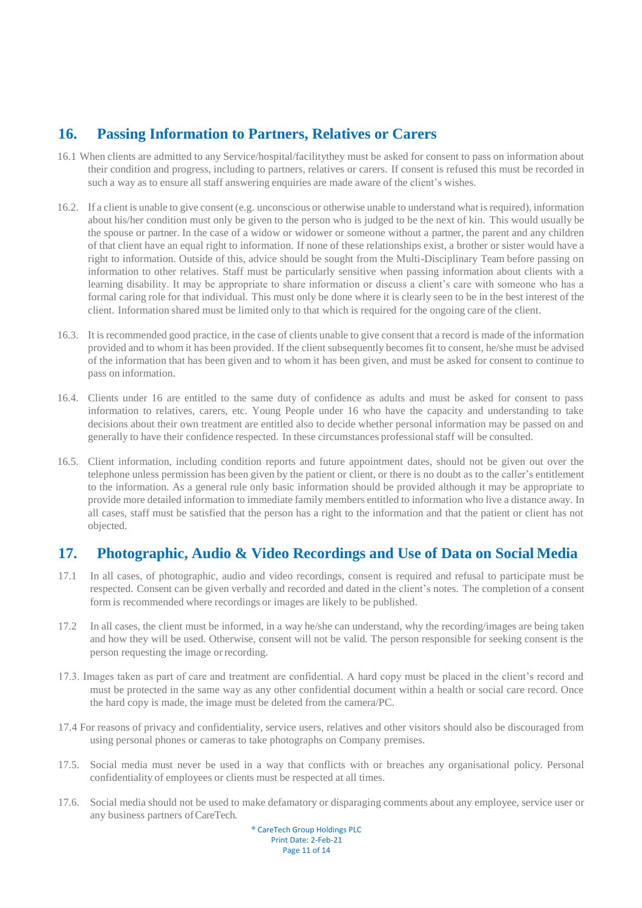## 16. Passing Information to Partners, Relatives or Carers

16.1 When clients are admitted to any Service/hospital/facilitythey must be asked for consent to pass on information about their condition and progress, including to partners, relatives or carers. If consent is refused this must be recorded in such a way as to ensure all staff answering enquiries are made aware of the client's wishes.

16.2. If a client is unable to give consent (e.g. unconscious or otherwise unable to understand what is required), information about his/her condition must only be given to the person who is judged to be the next of kin. This would usually be the spouse or partner. In the case of a widow or widower or someone without a partner, the parent and any children of that client have an equal right to information. If none of these relationships exist, a brother or sister would have a right to information. Outside of this, advice should be sought from the Multi-Disciplinary Team before passing on information to other relatives. Staff must be particularly sensitive when passing information about clients with a learning disability. It may be appropriate to share information or discuss a client's care with someone who has a formal caring role for that individual. This must only be done where it is clearly seen to be in the best interest of the client. Information shared must be limited only to that which is required for the ongoing care of the client.

16.3. It is recommended good practice, in the case of clients unable to give consent that a record is made of the information provided and to whom it has been provided. If the client subsequently becomes fit to consent, he/she must be advised of the information that has been given and to whom it has been given, and must be asked for consent to continue to pass on information.

16.4. Clients under 16 are entitled to the same duty of confidence as adults and must be asked for consent to pass information to relatives, carers, etc. Young People under 16 who have the capacity and understanding to take decisions about their own treatment are entitled also to decide whether personal information may be passed on and generally to have their confidence respected. In these circumstances professional staff will be consulted.

16.5. Client information, including condition reports and future appointment dates, should not be given out over the telephone unless permission has been given by the patient or client, or there is no doubt as to the caller's entitlement to the information. As a general rule only basic information should be provided although it may be appropriate to provide more detailed information to immediate family members entitled to information who live a distance away. In all cases, staff must be satisfied that the person has a right to the information and that the patient or client has not objected.

## 17. Photographic, Audio & Video Recordings and Use of Data on Social Media

17.1 In all cases, of photographic, audio and video recordings, consent is required and refusal to participate must be respected. Consent can be given verbally and recorded and dated in the client's notes. The completion of a consent form is recommended where recordings or images are likely to be published.

17.2 In all cases, the client must be informed, in a way he/she can understand, why the recording/images are being taken and how they will be used. Otherwise, consent will not be valid. The person responsible for seeking consent is the person requesting the image or recording.

17.3. Images taken as part of care and treatment are confidential. A hard copy must be placed in the client's record and must be protected in the same way as any other confidential document within a health or social care record. Once the hard copy is made, the image must be deleted from the camera/PC.

17.4 For reasons of privacy and confidentiality, service users, relatives and other visitors should also be discouraged from using personal phones or cameras to take photographs on Company premises.

17.5. Social media must never be used in a way that conflicts with or breaches any organisational policy. Personal confidentiality of employees or clients must be respected at all times.

17.6. Social media should not be used to make defamatory or disparaging comments about any employee, service user or any business partners of CareTech.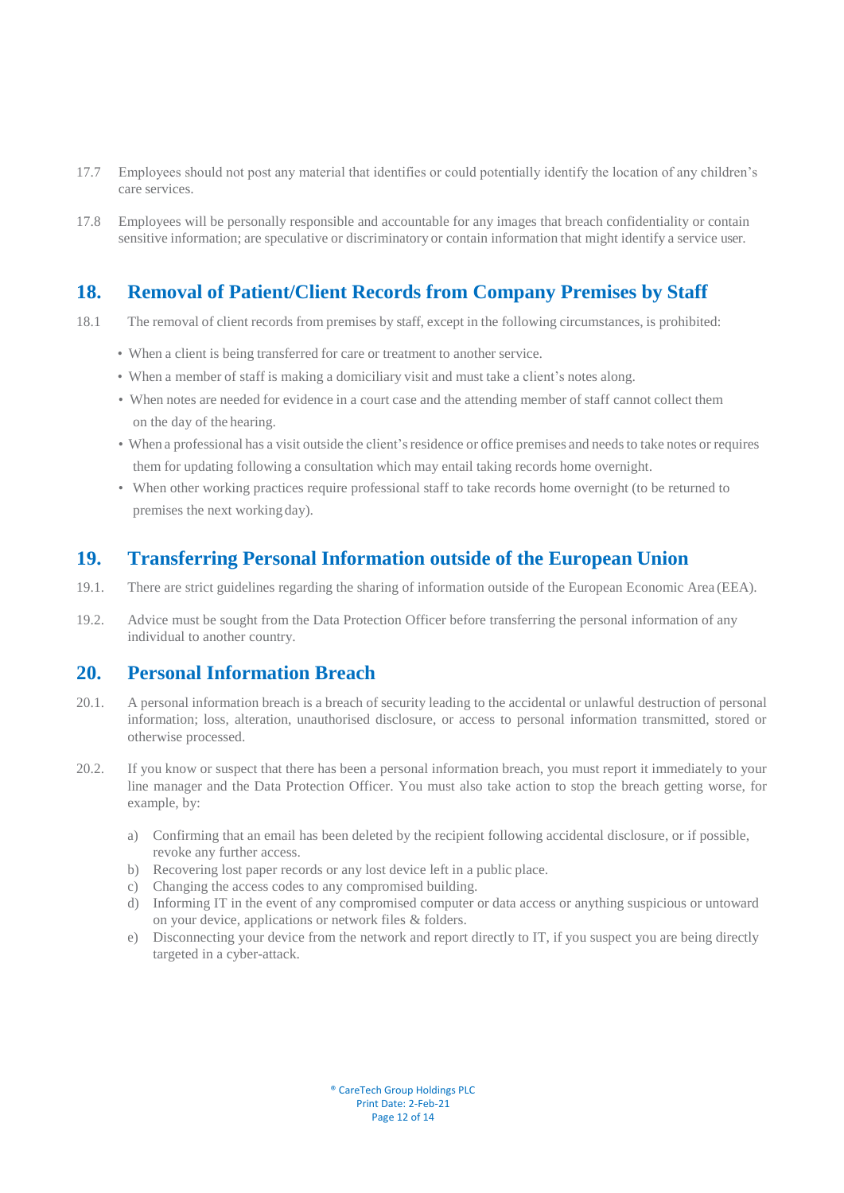17.7 Employees should not post any material that identifies or could potentially identify the location of any children's care services.

17.8 Employees will be personally responsible and accountable for any images that breach confidentiality or contain sensitive information; are speculative or discriminatory or contain information that might identify a service user.

## 18. Removal of Patient/Client Records from Company Premises by Staff

18.1 The removal of client records from premises by staff, except in the following circumstances, is prohibited:

- When a client is being transferred for care or treatment to another service.
- When a member of staff is making a domiciliary visit and must take a client's notes along.
- When notes are needed for evidence in a court case and the attending member of staff cannot collect them on the day of the hearing.
- When a professional has a visit outside the client's residence or office premises and needs to take notes or requires them for updating following a consultation which may entail taking records home overnight.
- When other working practices require professional staff to take records home overnight (to be returned to premises the next working day).

## 19. Transferring Personal Information outside of the European Union

19.1. There are strict guidelines regarding the sharing of information outside of the European Economic Area (EEA).

19.2. Advice must be sought from the Data Protection Officer before transferring the personal information of any individual to another country.

## 20. Personal Information Breach

20.1. A personal information breach is a breach of security leading to the accidental or unlawful destruction of personal information; loss, alteration, unauthorised disclosure, or access to personal information transmitted, stored or otherwise processed.

20.2. If you know or suspect that there has been a personal information breach, you must report it immediately to your line manager and the Data Protection Officer. You must also take action to stop the breach getting worse, for example, by:

a) Confirming that an email has been deleted by the recipient following accidental disclosure, or if possible, revoke any further access.
b) Recovering lost paper records or any lost device left in a public place.
c) Changing the access codes to any compromised building.
d) Informing IT in the event of any compromised computer or data access or anything suspicious or untoward on your device, applications or network files & folders.
e) Disconnecting your device from the network and report directly to IT, if you suspect you are being directly targeted in a cyber-attack.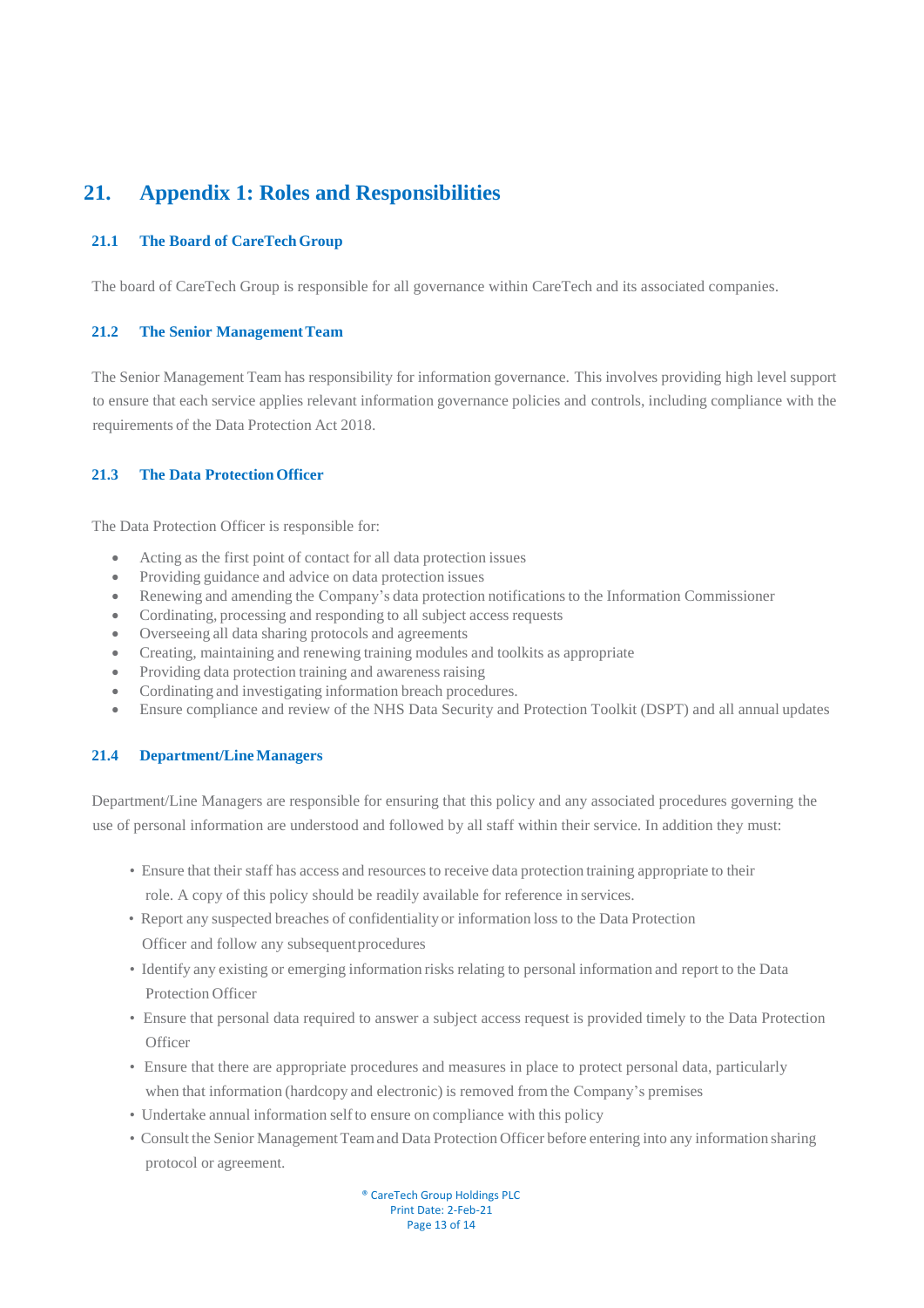## 21. Appendix 1: Roles and Responsibilities

### 21.1 The Board of CareTech Group

The board of CareTech Group is responsible for all governance within CareTech and its associated companies.

### 21.2 The Senior Management Team

The Senior Management Team has responsibility for information governance. This involves providing high level support to ensure that each service applies relevant information governance policies and controls, including compliance with the requirements of the Data Protection Act 2018.

### 21.3 The Data Protection Officer

The Data Protection Officer is responsible for:

- Acting as the first point of contact for all data protection issues
- Providing guidance and advice on data protection issues
- Renewing and amending the Company's data protection notifications to the Information Commissioner
- Cordinating, processing and responding to all subject access requests
- Overseeing all data sharing protocols and agreements
- Creating, maintaining and renewing training modules and toolkits as appropriate
- Providing data protection training and awareness raising
- Cordinating and investigating information breach procedures.
- Ensure compliance and review of the NHS Data Security and Protection Toolkit (DSPT) and all annual updates

### 21.4 Department/Line Managers

Department/Line Managers are responsible for ensuring that this policy and any associated procedures governing the use of personal information are understood and followed by all staff within their service. In addition they must:

- Ensure that their staff has access and resources to receive data protection training appropriate to their role. A copy of this policy should be readily available for reference in services.
- Report any suspected breaches of confidentiality or information loss to the Data Protection Officer and follow any subsequent procedures
- Identify any existing or emerging information risks relating to personal information and report to the Data Protection Officer
- Ensure that personal data required to answer a subject access request is provided timely to the Data Protection Officer
- Ensure that there are appropriate procedures and measures in place to protect personal data, particularly when that information (hardcopy and electronic) is removed from the Company's premises
- Undertake annual information self to ensure on compliance with this policy
- Consult the Senior Management Team and Data Protection Officer before entering into any information sharing protocol or agreement.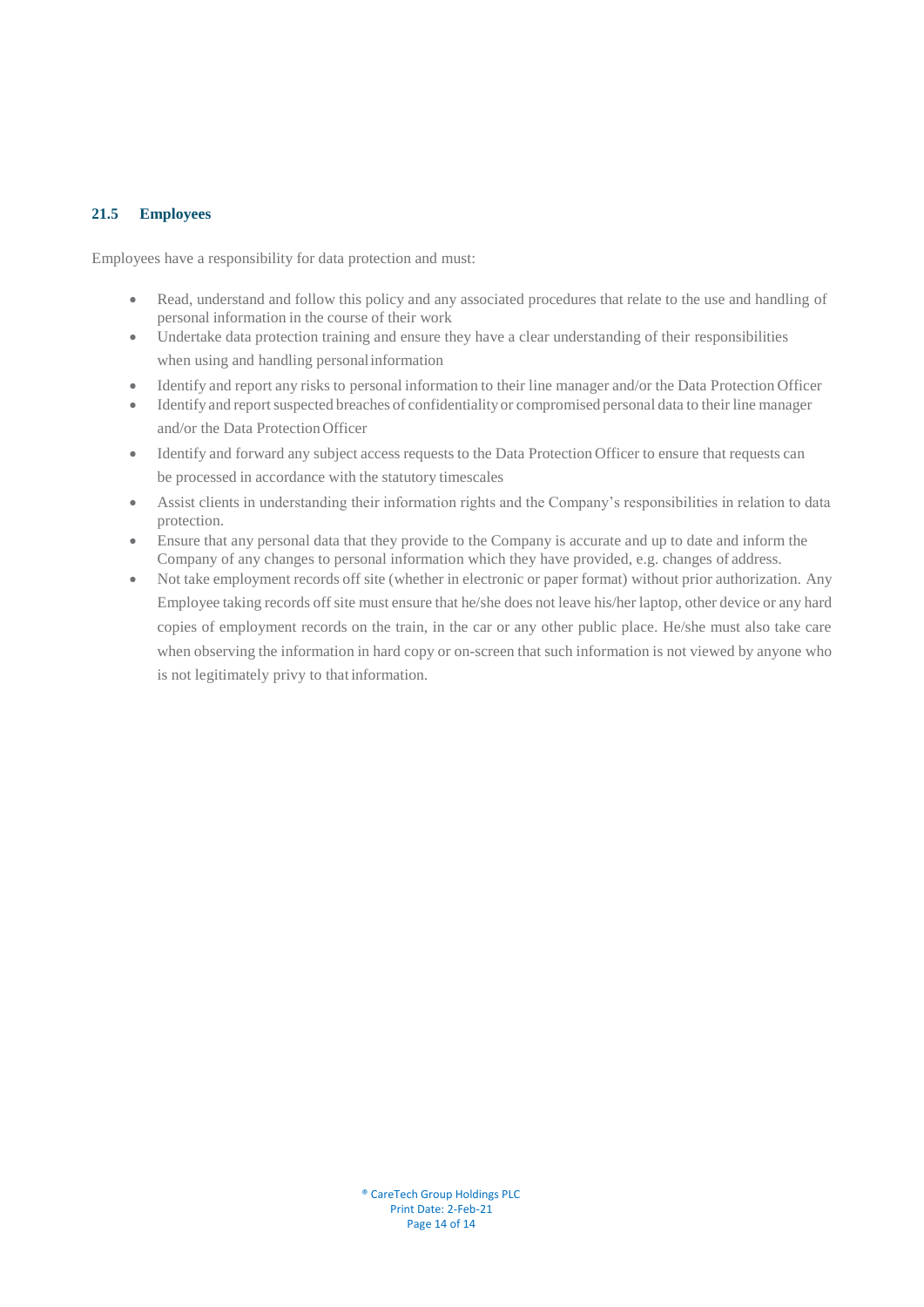### 21.5 Employees

Employees have a responsibility for data protection and must:

- Read, understand and follow this policy and any associated procedures that relate to the use and handling of personal information in the course of their work
- Undertake data protection training and ensure they have a clear understanding of their responsibilities when using and handling personal information
- Identify and report any risks to personal information to their line manager and/or the Data Protection Officer
- Identify and report suspected breaches of confidentiality or compromised personal data to their line manager and/or the Data Protection Officer
- Identify and forward any subject access requests to the Data Protection Officer to ensure that requests can be processed in accordance with the statutory timescales
- Assist clients in understanding their information rights and the Company's responsibilities in relation to data protection.
- Ensure that any personal data that they provide to the Company is accurate and up to date and inform the Company of any changes to personal information which they have provided, e.g. changes of address.
- Not take employment records off site (whether in electronic or paper format) without prior authorization. Any Employee taking records off site must ensure that he/she does not leave his/her laptop, other device or any hard copies of employment records on the train, in the car or any other public place. He/she must also take care when observing the information in hard copy or on-screen that such information is not viewed by anyone who is not legitimately privy to that information.